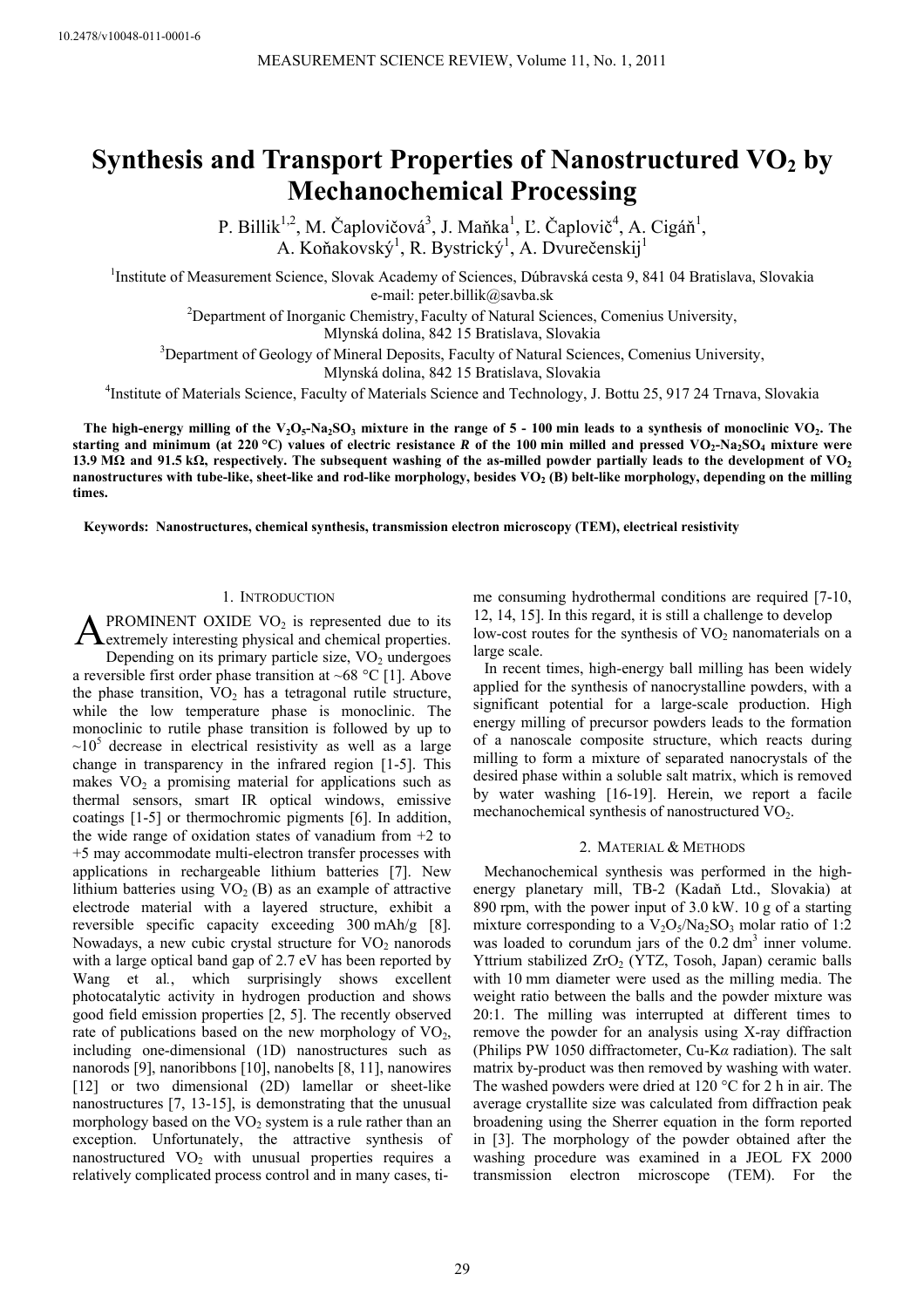10.2478/v10048-011-0001-6

# Synthesis and Transport Properties of Nanostructured $VO_2$ by Mechanochemical Processing

P. Billik[1,2], M. Čaplovičová[3], J. Maňka[1], Ľ. Čaplovič[4], A. Cigáň[1], A. Koňakovský[1], R. Bystrický[1], A. Dvurečenskij[1]

[1]Institute of Measurement Science, Slovak Academy of Sciences, Dúbravská cesta 9, 841 04 Bratislava, Slovakia
e-mail: peter.billik@savba.sk

[2]Department of Inorganic Chemistry, Faculty of Natural Sciences, Comenius University, Mlynská dolina, 842 15 Bratislava, Slovakia

[3]Department of Geology of Mineral Deposits, Faculty of Natural Sciences, Comenius University, Mlynská dolina, 842 15 Bratislava, Slovakia

[4]Institute of Materials Science, Faculty of Materials Science and Technology, J. Bottu 25, 917 24 Trnava, Slovakia

**The high-energy milling of the $V_2O_5$-$Na_2SO_3$ mixture in the range of 5 - 100 min leads to a synthesis of monoclinic $VO_2$. The starting and minimum (at 220 °C) values of electric resistance $R$ of the 100 min milled and pressed $VO_2$-$Na_2SO_4$ mixture were 13.9 MΩ and 91.5 kΩ, respectively. The subsequent washing of the as-milled powder partially leads to the development of $VO_2$ nanostructures with tube-like, sheet-like and rod-like morphology, besides $VO_2$ (B) belt-like morphology, depending on the milling times.**

**Keywords: Nanostructures, chemical synthesis, transmission electron microscopy (TEM), electrical resistivity**

## 1. Introduction

A PROMINENT OXIDE $VO_2$ is represented due to its extremely interesting physical and chemical properties. Depending on its primary particle size, $VO_2$ undergoes a reversible first order phase transition at ~68 °C [1]. Above the phase transition, $VO_2$ has a tetragonal rutile structure, while the low temperature phase is monoclinic. The monoclinic to rutile phase transition is followed by up to ~$10^5$ decrease in electrical resistivity as well as a large change in transparency in the infrared region [1-5]. This makes $VO_2$ a promising material for applications such as thermal sensors, smart IR optical windows, emissive coatings [1-5] or thermochromic pigments [6]. In addition, the wide range of oxidation states of vanadium from +2 to +5 may accommodate multi-electron transfer processes with applications in rechargeable lithium batteries [7]. New lithium batteries using $VO_2$ (B) as an example of attractive electrode material with a layered structure, exhibit a reversible specific capacity exceeding 300 mAh/g [8]. Nowadays, a new cubic crystal structure for $VO_2$ nanorods with a large optical band gap of 2.7 eV has been reported by Wang et al., which surprisingly shows excellent photocatalytic activity in hydrogen production and shows good field emission properties [2, 5]. The recently observed rate of publications based on the new morphology of $VO_2$, including one-dimensional (1D) nanostructures such as nanorods [9], nanoribbons [10], nanobelts [8, 11], nanowires [12] or two dimensional (2D) lamellar or sheet-like nanostructures [7, 13-15], is demonstrating that the unusual morphology based on the $VO_2$ system is a rule rather than an exception. Unfortunately, the attractive synthesis of nanostructured $VO_2$ with unusual properties requires a relatively complicated process control and in many cases, time consuming hydrothermal conditions are required [7-10, 12, 14, 15]. In this regard, it is still a challenge to develop low-cost routes for the synthesis of $VO_2$ nanomaterials on a large scale.

In recent times, high-energy ball milling has been widely applied for the synthesis of nanocrystalline powders, with a significant potential for a large-scale production. High energy milling of precursor powders leads to the formation of a nanoscale composite structure, which reacts during milling to form a mixture of separated nanocrystals of the desired phase within a soluble salt matrix, which is removed by water washing [16-19]. Herein, we report a facile mechanochemical synthesis of nanostructured $VO_2$.

## 2. Material & Methods

Mechanochemical synthesis was performed in the high-energy planetary mill, TB-2 (Kadaň Ltd., Slovakia) at 890 rpm, with the power input of 3.0 kW. 10 g of a starting mixture corresponding to a $V_2O_5$/$Na_2SO_3$ molar ratio of 1:2 was loaded to corundum jars of the 0.2 $dm^3$ inner volume. Yttrium stabilized $ZrO_2$ (YTZ, Tosoh, Japan) ceramic balls with 10 mm diameter were used as the milling media. The weight ratio between the balls and the powder mixture was 20:1. The milling was interrupted at different times to remove the powder for an analysis using X-ray diffraction (Philips PW 1050 diffractometer, Cu-K$\alpha$ radiation). The salt matrix by-product was then removed by washing with water. The washed powders were dried at 120 °C for 2 h in air. The average crystallite size was calculated from diffraction peak broadening using the Sherrer equation in the form reported in [3]. The morphology of the powder obtained after the washing procedure was examined in a JEOL FX 2000 transmission electron microscope (TEM). For the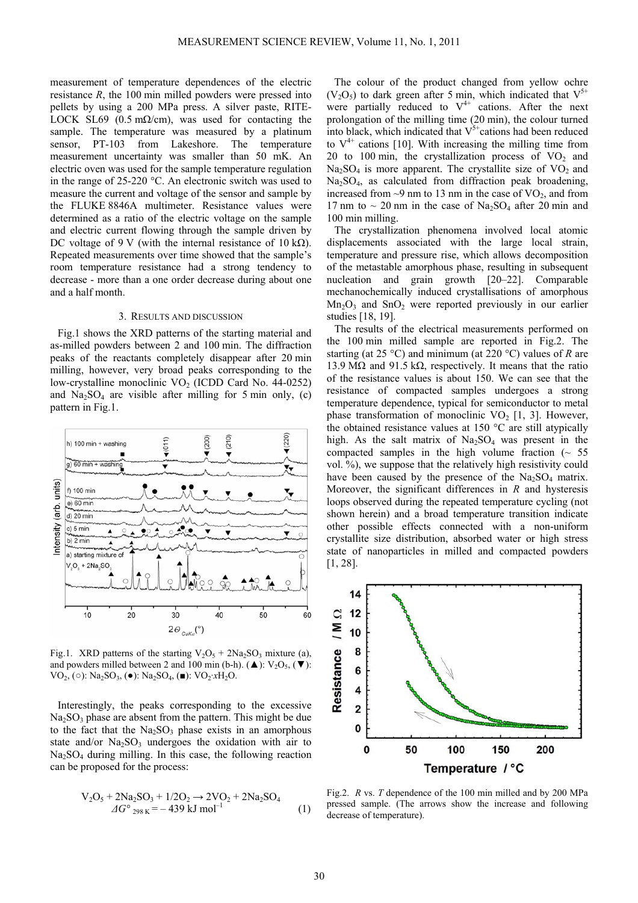measurement of temperature dependences of the electric resistance $R$, the 100 min milled powders were pressed into pellets by using a 200 MPa press. A silver paste, RITE-LOCK SL69 (0.5 m$\Omega$/cm), was used for contacting the sample. The temperature was measured by a platinum sensor, PT-103 from Lakeshore. The temperature measurement uncertainty was smaller than 50 mK. An electric oven was used for the sample temperature regulation in the range of 25-220 °C. An electronic switch was used to measure the current and voltage of the sensor and sample by the FLUKE 8846A multimeter. Resistance values were determined as a ratio of the electric voltage on the sample and electric current flowing through the sample driven by DC voltage of 9 V (with the internal resistance of 10 k$\Omega$). Repeated measurements over time showed that the sample's room temperature resistance had a strong tendency to decrease - more than a one order decrease during about one and a half month.

## 3. RESULTS AND DISCUSSION

Fig.1 shows the XRD patterns of the starting material and as-milled powders between 2 and 100 min. The diffraction peaks of the reactants completely disappear after 20 min milling, however, very broad peaks corresponding to the low-crystalline monoclinic $VO_2$ (ICDD Card No. 44-0252) and $Na_2SO_4$ are visible after milling for 5 min only, (c) pattern in Fig.1.

Fig.1. XRD patterns of the starting $V_2O_5$ + $2Na_2SO_3$ mixture (a), and powders milled between 2 and 100 min (b-h). (▲): $V_2O_5$, (▼): $VO_2$, (○): $Na_2SO_3$, (●): $Na_2SO_4$, (■): $VO_2{\cdot}xH_2O$.

Interestingly, the peaks corresponding to the excessive $Na_2SO_3$ phase are absent from the pattern. This might be due to the fact that the $Na_2SO_3$ phase exists in an amorphous state and/or $Na_2SO_3$ undergoes the oxidation with air to $Na_2SO_4$ during milling. In this case, the following reaction can be proposed for the process:

$$V_2O_5 + 2Na_2SO_3 + 1/2O_2 \rightarrow 2VO_2 + 2Na_2SO_4 \quad \Delta G^\circ_{298\,K} = -439 \text{ kJ mol}^{-1} \tag{1}$$

The colour of the product changed from yellow ochre ($V_2O_5$) to dark green after 5 min, which indicated that $V^{5+}$ were partially reduced to $V^{4+}$ cations. After the next prolongation of the milling time (20 min), the colour turned into black, which indicated that $V^{5+}$cations had been reduced to $V^{4+}$ cations [10]. With increasing the milling time from 20 to 100 min, the crystallization process of $VO_2$ and $Na_2SO_4$ is more apparent. The crystallite size of $VO_2$ and $Na_2SO_4$, as calculated from diffraction peak broadening, increased from ~9 nm to 13 nm in the case of $VO_2$, and from 17 nm to ~ 20 nm in the case of $Na_2SO_4$ after 20 min and 100 min milling.

The crystallization phenomena involved local atomic displacements associated with the large local strain, temperature and pressure rise, which allows decomposition of the metastable amorphous phase, resulting in subsequent nucleation and grain growth [20–22]. Comparable mechanochemically induced crystallisations of amorphous $Mn_2O_3$ and $SnO_2$ were reported previously in our earlier studies [18, 19].

The results of the electrical measurements performed on the 100 min milled sample are reported in Fig.2. The starting (at 25 °C) and minimum (at 220 °C) values of $R$ are 13.9 M$\Omega$ and 91.5 k$\Omega$, respectively. It means that the ratio of the resistance values is about 150. We can see that the resistance of compacted samples undergoes a strong temperature dependence, typical for semiconductor to metal phase transformation of monoclinic $VO_2$ [1, 3]. However, the obtained resistance values at 150 °C are still atypically high. As the salt matrix of $Na_2SO_4$ was present in the compacted samples in the high volume fraction (~ 55 vol. %), we suppose that the relatively high resistivity could have been caused by the presence of the $Na_2SO_4$ matrix. Moreover, the significant differences in $R$ and hysteresis loops observed during the repeated temperature cycling (not shown herein) and a broad temperature transition indicate other possible effects connected with a non-uniform crystallite size distribution, absorbed water or high stress state of nanoparticles in milled and compacted powders [1, 28].

Fig.2. $R$ vs. $T$ dependence of the 100 min milled and by 200 MPa pressed sample. (The arrows show the increase and following decrease of temperature).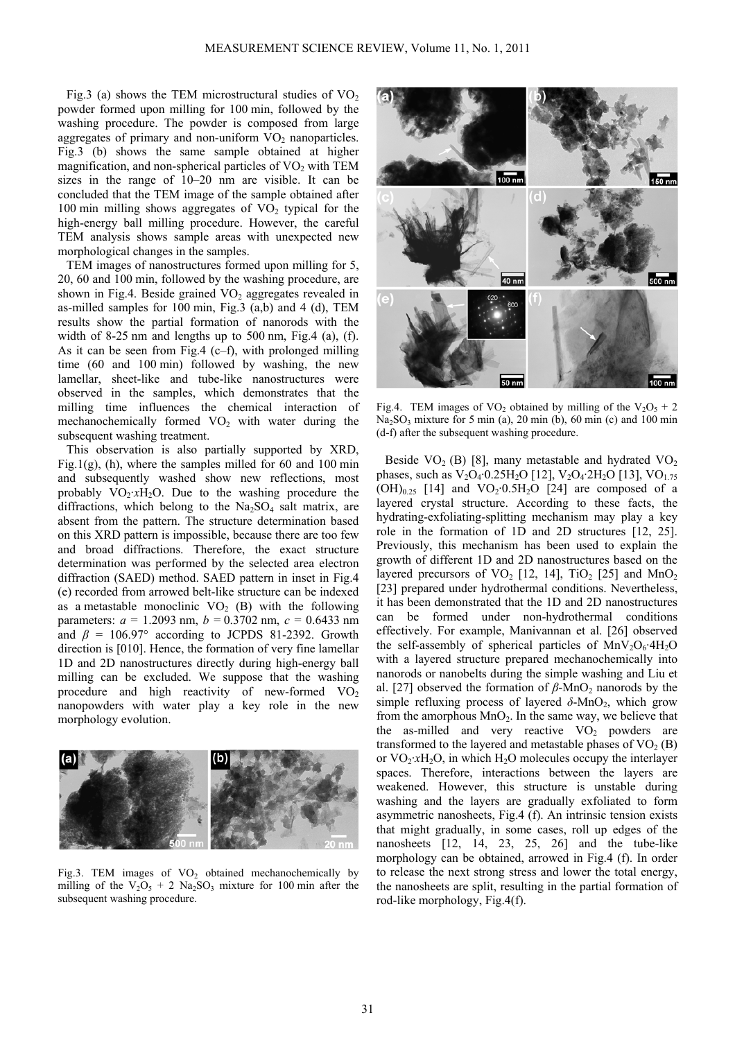Fig.3 (a) shows the TEM microstructural studies of $VO_2$ powder formed upon milling for 100 min, followed by the washing procedure. The powder is composed from large aggregates of primary and non-uniform $VO_2$ nanoparticles. Fig.3 (b) shows the same sample obtained at higher magnification, and non-spherical particles of $VO_2$ with TEM sizes in the range of 10–20 nm are visible. It can be concluded that the TEM image of the sample obtained after 100 min milling shows aggregates of $VO_2$ typical for the high-energy ball milling procedure. However, the careful TEM analysis shows sample areas with unexpected new morphological changes in the samples.

TEM images of nanostructures formed upon milling for 5, 20, 60 and 100 min, followed by the washing procedure, are shown in Fig.4. Beside grained $VO_2$ aggregates revealed in as-milled samples for 100 min, Fig.3 (a,b) and 4 (d), TEM results show the partial formation of nanorods with the width of 8-25 nm and lengths up to 500 nm, Fig.4 (a), (f). As it can be seen from Fig.4 (c–f), with prolonged milling time (60 and 100 min) followed by washing, the new lamellar, sheet-like and tube-like nanostructures were observed in the samples, which demonstrates that the milling time influences the chemical interaction of mechanochemically formed $VO_2$ with water during the subsequent washing treatment.

This observation is also partially supported by XRD, Fig.1(g), (h), where the samples milled for 60 and 100 min and subsequently washed show new reflections, most probably $VO_2{\cdot}xH_2O$. Due to the washing procedure the diffractions, which belong to the $Na_2SO_4$ salt matrix, are absent from the pattern. The structure determination based on this XRD pattern is impossible, because there are too few and broad diffractions. Therefore, the exact structure determination was performed by the selected area electron diffraction (SAED) method. SAED pattern in inset in Fig.4 (e) recorded from arrowed belt-like structure can be indexed as a metastable monoclinic $VO_2$ (B) with the following parameters: $a$ = 1.2093 nm, $b$ = 0.3702 nm, $c$ = 0.6433 nm and $\beta$ = 106.97° according to JCPDS 81-2392. Growth direction is [010]. Hence, the formation of very fine lamellar 1D and 2D nanostructures directly during high-energy ball milling can be excluded. We suppose that the washing procedure and high reactivity of new-formed $VO_2$ nanopowders with water play a key role in the new morphology evolution.

Fig.3. TEM images of $VO_2$ obtained mechanochemically by milling of the $V_2O_5$ + 2 $Na_2SO_3$ mixture for 100 min after the subsequent washing procedure.

Fig.4. TEM images of $VO_2$ obtained by milling of the $V_2O_5$ + 2 $Na_2SO_3$ mixture for 5 min (a), 20 min (b), 60 min (c) and 100 min (d-f) after the subsequent washing procedure.

Beside $VO_2$ (B) [8], many metastable and hydrated $VO_2$ phases, such as $V_2O_4{\cdot}0.25H_2O$ [12], $V_2O_4{\cdot}2H_2O$ [13], $VO_{1.75}(OH)_{0.25}$ [14] and $VO_2{\cdot}0.5H_2O$ [24] are composed of a layered crystal structure. According to these facts, the hydrating-exfoliating-splitting mechanism may play a key role in the formation of 1D and 2D structures [12, 25]. Previously, this mechanism has been used to explain the growth of different 1D and 2D nanostructures based on the layered precursors of $VO_2$ [12, 14], $TiO_2$ [25] and $MnO_2$ [23] prepared under hydrothermal conditions. Nevertheless, it has been demonstrated that the 1D and 2D nanostructures can be formed under non-hydrothermal conditions effectively. For example, Manivannan et al. [26] observed the self-assembly of spherical particles of $MnV_2O_6{\cdot}4H_2O$ with a layered structure prepared mechanochemically into nanorods or nanobelts during the simple washing and Liu et al. [27] observed the formation of $\beta$-$MnO_2$ nanorods by the simple refluxing process of layered $\delta$-$MnO_2$, which grow from the amorphous $MnO_2$. In the same way, we believe that the as-milled and very reactive $VO_2$ powders are transformed to the layered and metastable phases of $VO_2$ (B) or $VO_2{\cdot}xH_2O$, in which $H_2O$ molecules occupy the interlayer spaces. Therefore, interactions between the layers are weakened. However, this structure is unstable during washing and the layers are gradually exfoliated to form asymmetric nanosheets, Fig.4 (f). An intrinsic tension exists that might gradually, in some cases, roll up edges of the nanosheets [12, 14, 23, 25, 26] and the tube-like morphology can be obtained, arrowed in Fig.4 (f). In order to release the next strong stress and lower the total energy, the nanosheets are split, resulting in the partial formation of rod-like morphology, Fig.4(f).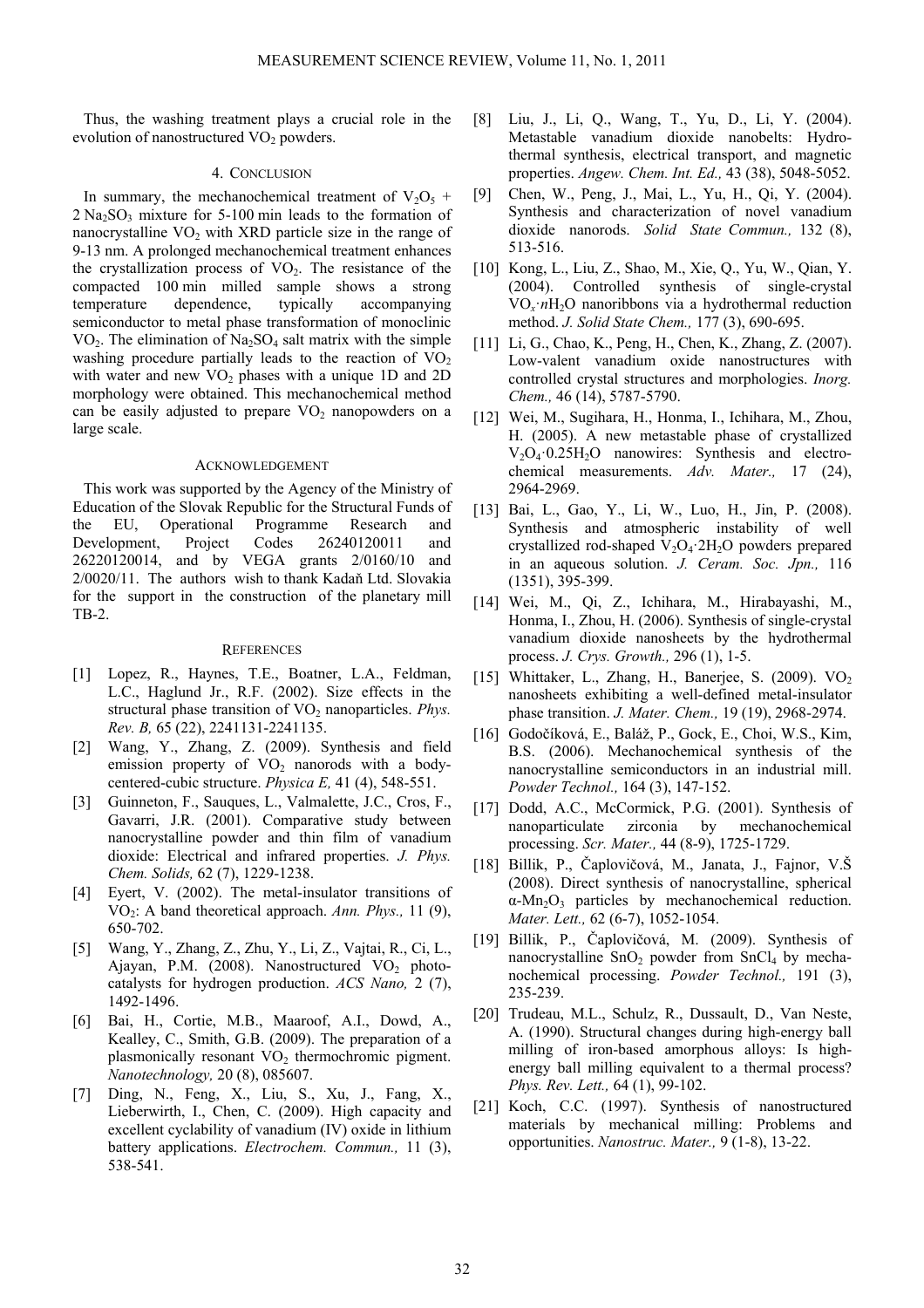Thus, the washing treatment plays a crucial role in the evolution of nanostructured $VO_2$ powders.

## 4. CONCLUSION

In summary, the mechanochemical treatment of $V_2O_5$ + 2 $Na_2SO_3$ mixture for 5-100 min leads to the formation of nanocrystalline $VO_2$ with XRD particle size in the range of 9-13 nm. A prolonged mechanochemical treatment enhances the crystallization process of $VO_2$. The resistance of the compacted 100 min milled sample shows a strong temperature dependence, typically accompanying semiconductor to metal phase transformation of monoclinic $VO_2$. The elimination of $Na_2SO_4$ salt matrix with the simple washing procedure partially leads to the reaction of $VO_2$ with water and new $VO_2$ phases with a unique 1D and 2D morphology were obtained. This mechanochemical method can be easily adjusted to prepare $VO_2$ nanopowders on a large scale.

## ACKNOWLEDGEMENT

This work was supported by the Agency of the Ministry of Education of the Slovak Republic for the Structural Funds of the EU, Operational Programme Research and Development, Project Codes 26240120011 and 26220120014, and by VEGA grants 2/0160/10 and 2/0020/11. The authors wish to thank Kadaň Ltd. Slovakia for the support in the construction of the planetary mill TB-2.

## REFERENCES

[1] Lopez, R., Haynes, T.E., Boatner, L.A., Feldman, L.C., Haglund Jr., R.F. (2002). Size effects in the structural phase transition of $VO_2$ nanoparticles. *Phys. Rev. B,* 65 (22), 2241131-2241135.

[2] Wang, Y., Zhang, Z. (2009). Synthesis and field emission property of $VO_2$ nanorods with a body-centered-cubic structure. *Physica E,* 41 (4), 548-551.

[3] Guinneton, F., Sauques, L., Valmalette, J.C., Cros, F., Gavarri, J.R. (2001). Comparative study between nanocrystalline powder and thin film of vanadium dioxide: Electrical and infrared properties. *J. Phys. Chem. Solids,* 62 (7), 1229-1238.

[4] Eyert, V. (2002). The metal-insulator transitions of $VO_2$: A band theoretical approach. *Ann. Phys.,* 11 (9), 650-702.

[5] Wang, Y., Zhang, Z., Zhu, Y., Li, Z., Vajtai, R., Ci, L., Ajayan, P.M. (2008). Nanostructured $VO_2$ photocatalysts for hydrogen production. *ACS Nano,* 2 (7), 1492-1496.

[6] Bai, H., Cortie, M.B., Maaroof, A.I., Dowd, A., Kealley, C., Smith, G.B. (2009). The preparation of a plasmonically resonant $VO_2$ thermochromic pigment. *Nanotechnology,* 20 (8), 085607.

[7] Ding, N., Feng, X., Liu, S., Xu, J., Fang, X., Lieberwirth, I., Chen, C. (2009). High capacity and excellent cyclability of vanadium (IV) oxide in lithium battery applications. *Electrochem. Commun.,* 11 (3), 538-541.

[8] Liu, J., Li, Q., Wang, T., Yu, D., Li, Y. (2004). Metastable vanadium dioxide nanobelts: Hydrothermal synthesis, electrical transport, and magnetic properties. *Angew. Chem. Int. Ed.,* 43 (38), 5048-5052.

[9] Chen, W., Peng, J., Mai, L., Yu, H., Qi, Y. (2004). Synthesis and characterization of novel vanadium dioxide nanorods. *Solid State Commun.,* 132 (8), 513-516.

[10] Kong, L., Liu, Z., Shao, M., Xie, Q., Yu, W., Qian, Y. (2004). Controlled synthesis of single-crystal $VO_x \cdot nH_2O$ nanoribbons via a hydrothermal reduction method. *J. Solid State Chem.,* 177 (3), 690-695.

[11] Li, G., Chao, K., Peng, H., Chen, K., Zhang, Z. (2007). Low-valent vanadium oxide nanostructures with controlled crystal structures and morphologies. *Inorg. Chem.,* 46 (14), 5787-5790.

[12] Wei, M., Sugihara, H., Honma, I., Ichihara, M., Zhou, H. (2005). A new metastable phase of crystallized $V_2O_4 \cdot 0.25H_2O$ nanowires: Synthesis and electrochemical measurements. *Adv. Mater.,* 17 (24), 2964-2969.

[13] Bai, L., Gao, Y., Li, W., Luo, H., Jin, P. (2008). Synthesis and atmospheric instability of well crystallized rod-shaped $V_2O_4 \cdot 2H_2O$ powders prepared in an aqueous solution. *J. Ceram. Soc. Jpn.,* 116 (1351), 395-399.

[14] Wei, M., Qi, Z., Ichihara, M., Hirabayashi, M., Honma, I., Zhou, H. (2006). Synthesis of single-crystal vanadium dioxide nanosheets by the hydrothermal process. *J. Crys. Growth.,* 296 (1), 1-5.

[15] Whittaker, L., Zhang, H., Banerjee, S. (2009). $VO_2$ nanosheets exhibiting a well-defined metal-insulator phase transition. *J. Mater. Chem.,* 19 (19), 2968-2974.

[16] Godočíková, E., Baláž, P., Gock, E., Choi, W.S., Kim, B.S. (2006). Mechanochemical synthesis of the nanocrystalline semiconductors in an industrial mill. *Powder Technol.,* 164 (3), 147-152.

[17] Dodd, A.C., McCormick, P.G. (2001). Synthesis of nanoparticulate zirconia by mechanochemical processing. *Scr. Mater.,* 44 (8-9), 1725-1729.

[18] Billik, P., Čaplovičová, M., Janata, J., Fajnor, V.Š (2008). Direct synthesis of nanocrystalline, spherical $\alpha$-$Mn_2O_3$ particles by mechanochemical reduction. *Mater. Lett.,* 62 (6-7), 1052-1054.

[19] Billik, P., Čaplovičová, M. (2009). Synthesis of nanocrystalline $SnO_2$ powder from $SnCl_4$ by mechanochemical processing. *Powder Technol.,* 191 (3), 235-239.

[20] Trudeau, M.L., Schulz, R., Dussault, D., Van Neste, A. (1990). Structural changes during high-energy ball milling of iron-based amorphous alloys: Is high-energy ball milling equivalent to a thermal process? *Phys. Rev. Lett.,* 64 (1), 99-102.

[21] Koch, C.C. (1997). Synthesis of nanostructured materials by mechanical milling: Problems and opportunities. *Nanostruc. Mater.,* 9 (1-8), 13-22.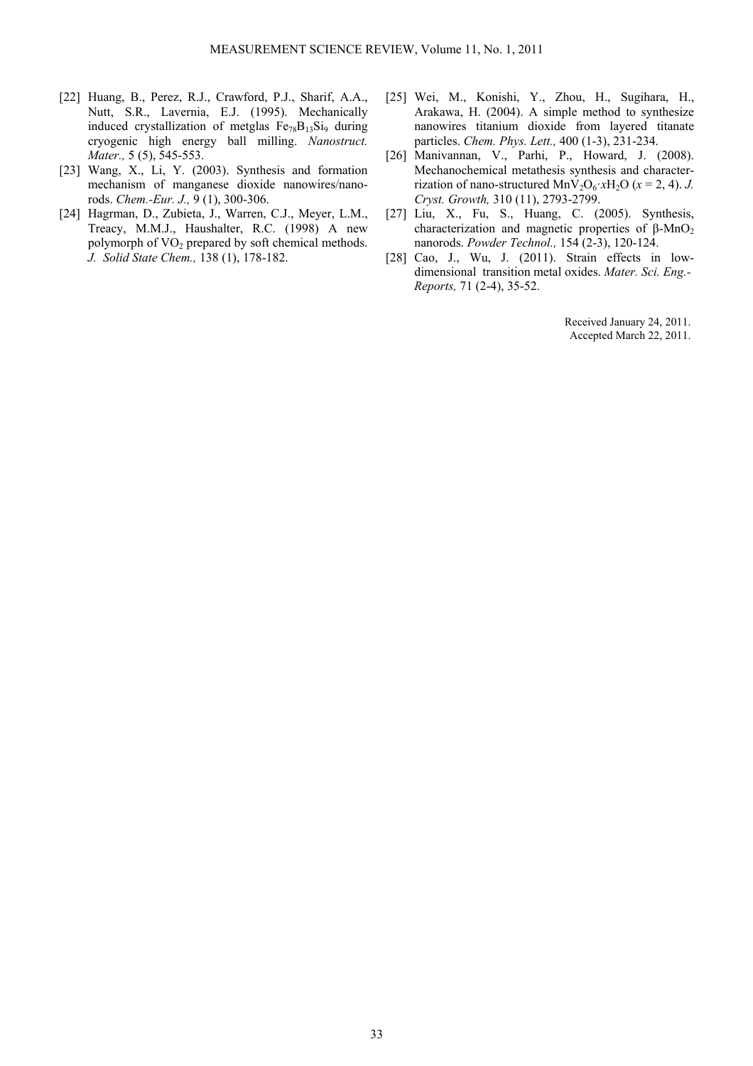[22] Huang, B., Perez, R.J., Crawford, P.J., Sharif, A.A., Nutt, S.R., Lavernia, E.J. (1995). Mechanically induced crystallization of metglas $Fe_{78}B_{13}Si_9$ during cryogenic high energy ball milling. *Nanostruct. Mater.,* 5 (5), 545-553.

[23] Wang, X., Li, Y. (2003). Synthesis and formation mechanism of manganese dioxide nanowires/nanorods. *Chem.-Eur. J.,* 9 (1), 300-306.

[24] Hagrman, D., Zubieta, J., Warren, C.J., Meyer, L.M., Treacy, M.M.J., Haushalter, R.C. (1998) A new polymorph of $VO_2$ prepared by soft chemical methods. *J. Solid State Chem.,* 138 (1), 178-182.

[25] Wei, M., Konishi, Y., Zhou, H., Sugihara, H., Arakawa, H. (2004). A simple method to synthesize nanowires titanium dioxide from layered titanate particles. *Chem. Phys. Lett.,* 400 (1-3), 231-234.

[26] Manivannan, V., Parhi, P., Howard, J. (2008). Mechanochemical metathesis synthesis and characterrization of nano-structured $MnV_2O_6{\cdot}xH_2O$ ($x$ = 2, 4). *J. Cryst. Growth,* 310 (11), 2793-2799.

[27] Liu, X., Fu, S., Huang, C. (2005). Synthesis, characterization and magnetic properties of $\beta$-$MnO_2$ nanorods. *Powder Technol.,* 154 (2-3), 120-124.

[28] Cao, J., Wu, J. (2011). Strain effects in low-dimensional transition metal oxides. *Mater. Sci. Eng.-Reports,* 71 (2-4), 35-52.

Received January 24, 2011.
Accepted March 22, 2011.